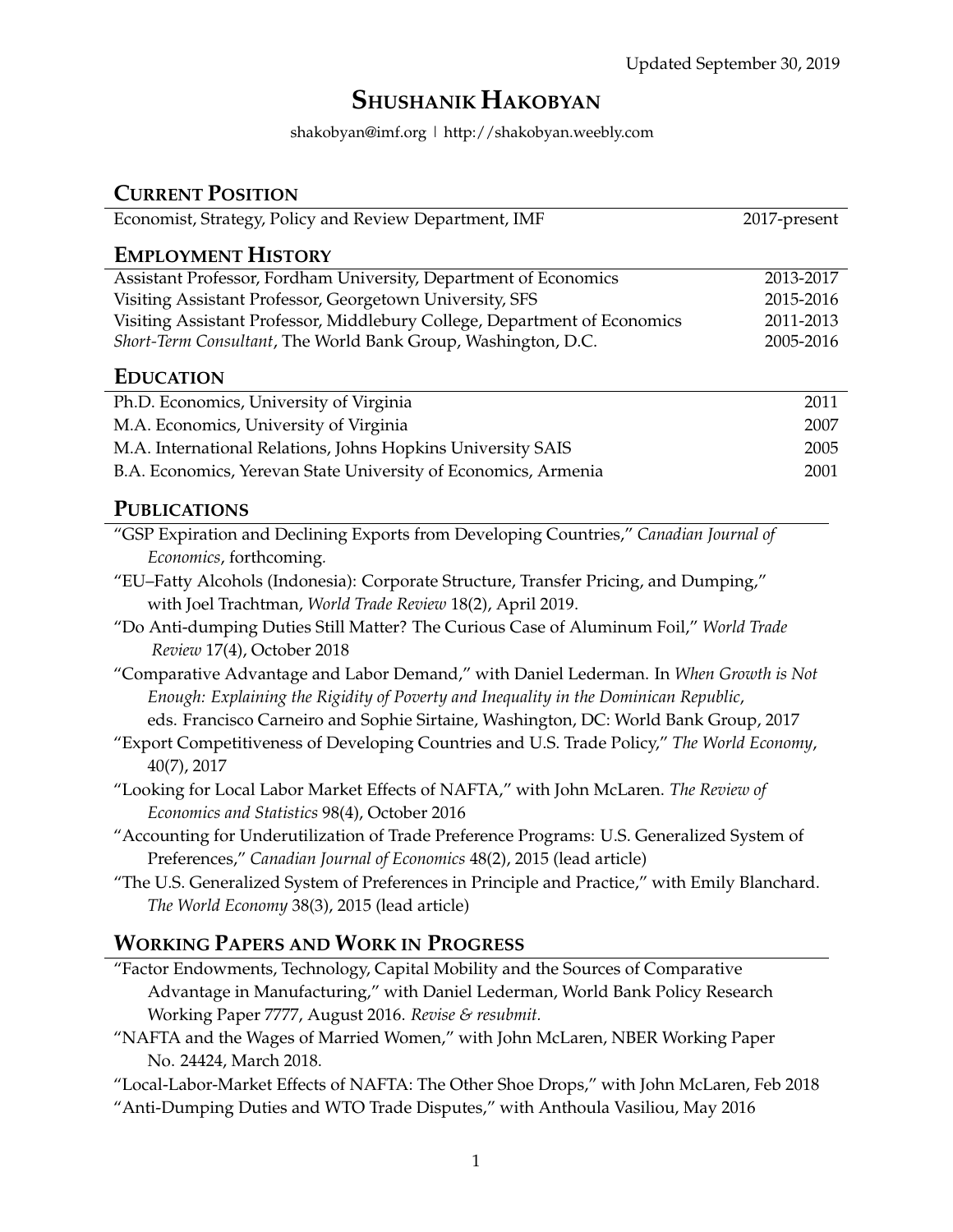Updated September 30, 2019

# Shushanik Hakobyan

shakobyan@imf.org | http://shakobyan.weebly.com

## Current Position

| | |
|---|---|
| Economist, Strategy, Policy and Review Department, IMF | 2017-present |

## Employment History

| | |
|---|---|
| Assistant Professor, Fordham University, Department of Economics | 2013-2017 |
| Visiting Assistant Professor, Georgetown University, SFS | 2015-2016 |
| Visiting Assistant Professor, Middlebury College, Department of Economics | 2011-2013 |
| *Short-Term Consultant*, The World Bank Group, Washington, D.C. | 2005-2016 |

## Education

| | |
|---|---|
| Ph.D. Economics, University of Virginia | 2011 |
| M.A. Economics, University of Virginia | 2007 |
| M.A. International Relations, Johns Hopkins University SAIS | 2005 |
| B.A. Economics, Yerevan State University of Economics, Armenia | 2001 |

## Publications

"GSP Expiration and Declining Exports from Developing Countries," *Canadian Journal of Economics*, forthcoming.

"EU–Fatty Alcohols (Indonesia): Corporate Structure, Transfer Pricing, and Dumping," with Joel Trachtman, *World Trade Review* 18(2), April 2019.

"Do Anti-dumping Duties Still Matter? The Curious Case of Aluminum Foil," *World Trade Review* 17(4), October 2018

"Comparative Advantage and Labor Demand," with Daniel Lederman. In *When Growth is Not Enough: Explaining the Rigidity of Poverty and Inequality in the Dominican Republic*, eds. Francisco Carneiro and Sophie Sirtaine, Washington, DC: World Bank Group, 2017

"Export Competitiveness of Developing Countries and U.S. Trade Policy," *The World Economy*, 40(7), 2017

"Looking for Local Labor Market Effects of NAFTA," with John McLaren. *The Review of Economics and Statistics* 98(4), October 2016

"Accounting for Underutilization of Trade Preference Programs: U.S. Generalized System of Preferences," *Canadian Journal of Economics* 48(2), 2015 (lead article)

"The U.S. Generalized System of Preferences in Principle and Practice," with Emily Blanchard. *The World Economy* 38(3), 2015 (lead article)

## Working Papers and Work in Progress

"Factor Endowments, Technology, Capital Mobility and the Sources of Comparative Advantage in Manufacturing," with Daniel Lederman, World Bank Policy Research Working Paper 7777, August 2016. *Revise & resubmit.*

"NAFTA and the Wages of Married Women," with John McLaren, NBER Working Paper No. 24424, March 2018.

"Local-Labor-Market Effects of NAFTA: The Other Shoe Drops," with John McLaren, Feb 2018

"Anti-Dumping Duties and WTO Trade Disputes," with Anthoula Vasiliou, May 2016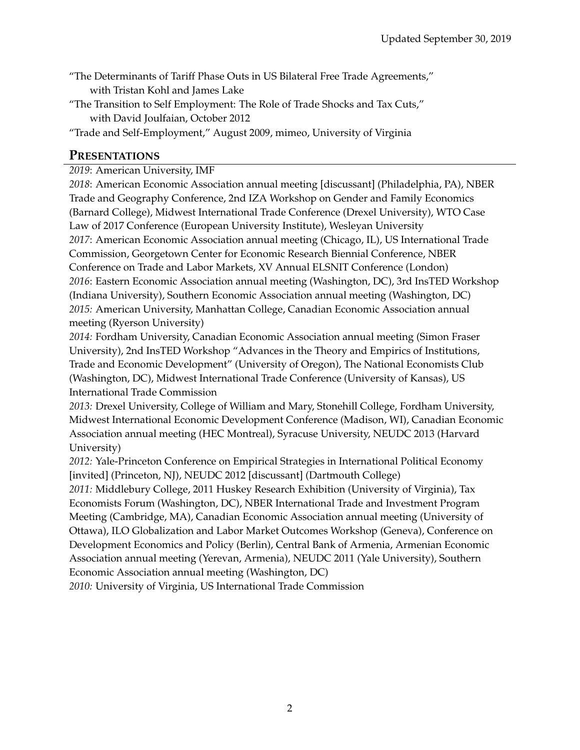"The Determinants of Tariff Phase Outs in US Bilateral Free Trade Agreements," with Tristan Kohl and James Lake

"The Transition to Self Employment: The Role of Trade Shocks and Tax Cuts," with David Joulfaian, October 2012

"Trade and Self-Employment," August 2009, mimeo, University of Virginia

## PRESENTATIONS

*2019*: American University, IMF

*2018*: American Economic Association annual meeting [discussant] (Philadelphia, PA), NBER Trade and Geography Conference, 2nd IZA Workshop on Gender and Family Economics (Barnard College), Midwest International Trade Conference (Drexel University), WTO Case Law of 2017 Conference (European University Institute), Wesleyan University

*2017*: American Economic Association annual meeting (Chicago, IL), US International Trade Commission, Georgetown Center for Economic Research Biennial Conference, NBER Conference on Trade and Labor Markets, XV Annual ELSNIT Conference (London)

*2016*: Eastern Economic Association annual meeting (Washington, DC), 3rd InsTED Workshop (Indiana University), Southern Economic Association annual meeting (Washington, DC)

*2015:* American University, Manhattan College, Canadian Economic Association annual meeting (Ryerson University)

*2014:* Fordham University, Canadian Economic Association annual meeting (Simon Fraser University), 2nd InsTED Workshop "Advances in the Theory and Empirics of Institutions, Trade and Economic Development" (University of Oregon), The National Economists Club (Washington, DC), Midwest International Trade Conference (University of Kansas), US International Trade Commission

*2013:* Drexel University, College of William and Mary, Stonehill College, Fordham University, Midwest International Economic Development Conference (Madison, WI), Canadian Economic Association annual meeting (HEC Montreal), Syracuse University, NEUDC 2013 (Harvard University)

*2012:* Yale-Princeton Conference on Empirical Strategies in International Political Economy [invited] (Princeton, NJ), NEUDC 2012 [discussant] (Dartmouth College)

*2011:* Middlebury College, 2011 Huskey Research Exhibition (University of Virginia), Tax Economists Forum (Washington, DC), NBER International Trade and Investment Program Meeting (Cambridge, MA), Canadian Economic Association annual meeting (University of Ottawa), ILO Globalization and Labor Market Outcomes Workshop (Geneva), Conference on Development Economics and Policy (Berlin), Central Bank of Armenia, Armenian Economic Association annual meeting (Yerevan, Armenia), NEUDC 2011 (Yale University), Southern Economic Association annual meeting (Washington, DC)

*2010:* University of Virginia, US International Trade Commission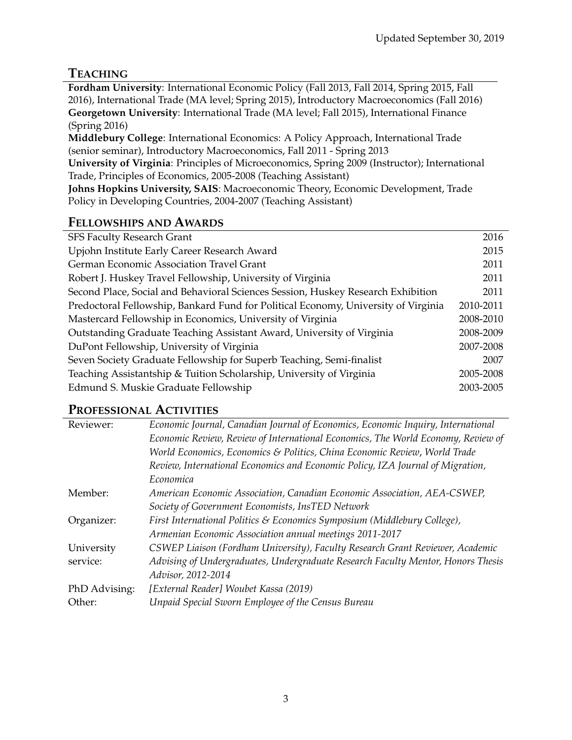## TEACHING

**Fordham University**: International Economic Policy (Fall 2013, Fall 2014, Spring 2015, Fall 2016), International Trade (MA level; Spring 2015), Introductory Macroeconomics (Fall 2016)
**Georgetown University**: International Trade (MA level; Fall 2015), International Finance (Spring 2016)
**Middlebury College**: International Economics: A Policy Approach, International Trade (senior seminar), Introductory Macroeconomics, Fall 2011 - Spring 2013
**University of Virginia**: Principles of Microeconomics, Spring 2009 (Instructor); International Trade, Principles of Economics, 2005-2008 (Teaching Assistant)
**Johns Hopkins University, SAIS**: Macroeconomic Theory, Economic Development, Trade Policy in Developing Countries, 2004-2007 (Teaching Assistant)

## FELLOWSHIPS AND AWARDS

| | |
|---|---|
| SFS Faculty Research Grant | 2016 |
| Upjohn Institute Early Career Research Award | 2015 |
| German Economic Association Travel Grant | 2011 |
| Robert J. Huskey Travel Fellowship, University of Virginia | 2011 |
| Second Place, Social and Behavioral Sciences Session, Huskey Research Exhibition | 2011 |
| Predoctoral Fellowship, Bankard Fund for Political Economy, University of Virginia | 2010-2011 |
| Mastercard Fellowship in Economics, University of Virginia | 2008-2010 |
| Outstanding Graduate Teaching Assistant Award, University of Virginia | 2008-2009 |
| DuPont Fellowship, University of Virginia | 2007-2008 |
| Seven Society Graduate Fellowship for Superb Teaching, Semi-finalist | 2007 |
| Teaching Assistantship & Tuition Scholarship, University of Virginia | 2005-2008 |
| Edmund S. Muskie Graduate Fellowship | 2003-2005 |

## PROFESSIONAL ACTIVITIES

| | |
|---|---|
| Reviewer: | *Economic Journal, Canadian Journal of Economics, Economic Inquiry, International Economic Review, Review of International Economics, The World Economy, Review of World Economics, Economics & Politics, China Economic Review, World Trade Review, International Economics and Economic Policy, IZA Journal of Migration, Economica* |
| Member: | *American Economic Association, Canadian Economic Association, AEA-CSWEP, Society of Government Economists, InsTED Network* |
| Organizer: | *First International Politics & Economics Symposium (Middlebury College), Armenian Economic Association annual meetings 2011-2017* |
| University service: | *CSWEP Liaison (Fordham University), Faculty Research Grant Reviewer, Academic Advising of Undergraduates, Undergraduate Research Faculty Mentor, Honors Thesis Advisor, 2012-2014* |
| PhD Advising: | *[External Reader] Woubet Kassa (2019)* |
| Other: | *Unpaid Special Sworn Employee of the Census Bureau* |